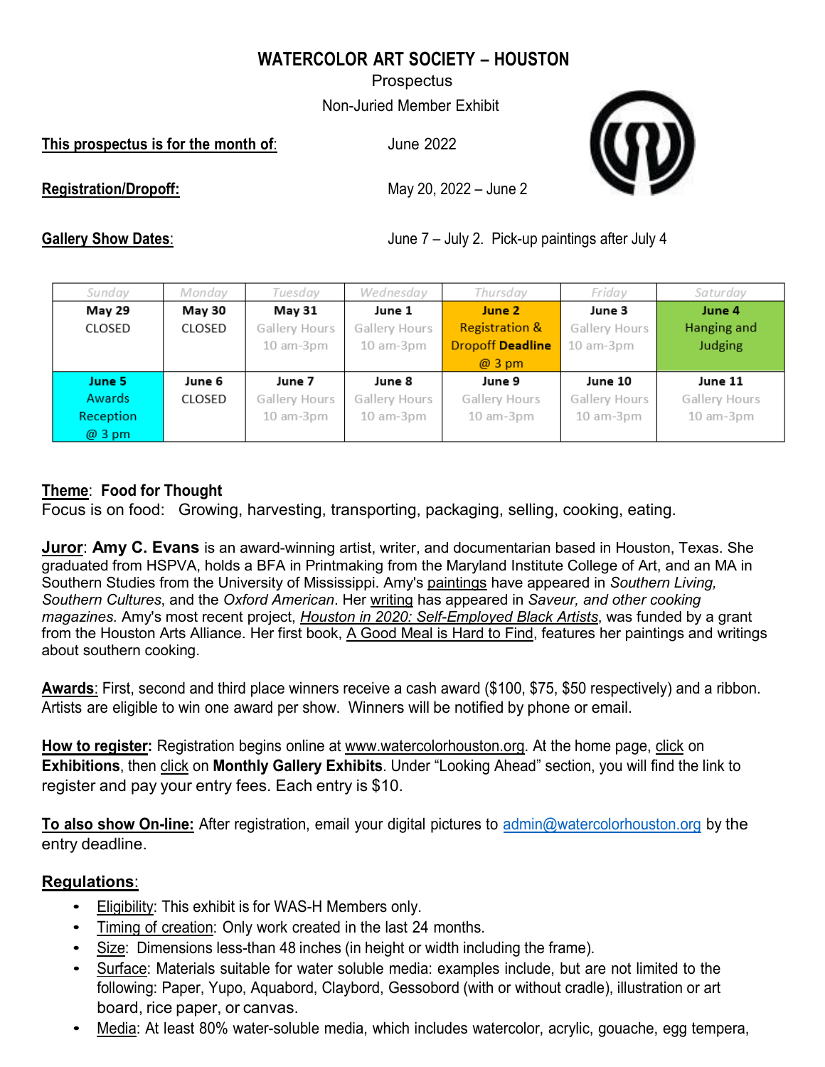# WATERCOLOR ART SOCIETY – HOUSTON

Prospectus

Non-Juried Member Exhibit

**This prospectus is for the month of**: June 2022

**Registration/Dropoff:** May 20, 2022 – June 2

**Gallery Show Dates**: June 7 – July 2. Pick-up paintings after July 4

| Sunday | Monday | Tuesday | Wednesday | Thursday | Friday | Saturday |
|---|---|---|---|---|---|---|
| **May 29** CLOSED | **May 30** CLOSED | **May 31** Gallery Hours 10 am-3pm | **June 1** Gallery Hours 10 am-3pm | **June 2** Registration & Dropoff **Deadline** @ 3 pm | **June 3** Gallery Hours 10 am-3pm | **June 4** Hanging and Judging |
| **June 5** Awards Reception @ 3 pm | **June 6** CLOSED | **June 7** Gallery Hours 10 am-3pm | **June 8** Gallery Hours 10 am-3pm | **June 9** Gallery Hours 10 am-3pm | **June 10** Gallery Hours 10 am-3pm | **June 11** Gallery Hours 10 am-3pm |

**Theme**: **Food for Thought**

Focus is on food: Growing, harvesting, transporting, packaging, selling, cooking, eating.

**Juror**: **Amy C. Evans** is an award-winning artist, writer, and documentarian based in Houston, Texas. She graduated from HSPVA, holds a BFA in Printmaking from the Maryland Institute College of Art, and an MA in Southern Studies from the University of Mississippi. Amy's paintings have appeared in *Southern Living, Southern Cultures*, and the *Oxford American*. Her writing has appeared in *Saveur, and other cooking magazines.* Amy's most recent project, *Houston in 2020: Self-Employed Black Artists*, was funded by a grant from the Houston Arts Alliance. Her first book, A Good Meal is Hard to Find, features her paintings and writings about southern cooking.

**Awards**: First, second and third place winners receive a cash award ($100, $75, $50 respectively) and a ribbon. Artists are eligible to win one award per show. Winners will be notified by phone or email.

**How to register:** Registration begins online at www.watercolorhouston.org. At the home page, click on **Exhibitions**, then click on **Monthly Gallery Exhibits**. Under "Looking Ahead" section, you will find the link to register and pay your entry fees. Each entry is $10.

**To also show On-line:** After registration, email your digital pictures to admin@watercolorhouston.org by the entry deadline.

## Regulations:

- Eligibility: This exhibit is for WAS-H Members only.
- Timing of creation: Only work created in the last 24 months.
- Size: Dimensions less-than 48 inches (in height or width including the frame).
- Surface: Materials suitable for water soluble media: examples include, but are not limited to the following: Paper, Yupo, Aquabord, Claybord, Gessobord (with or without cradle), illustration or art board, rice paper, or canvas.
- Media: At least 80% water-soluble media, which includes watercolor, acrylic, gouache, egg tempera,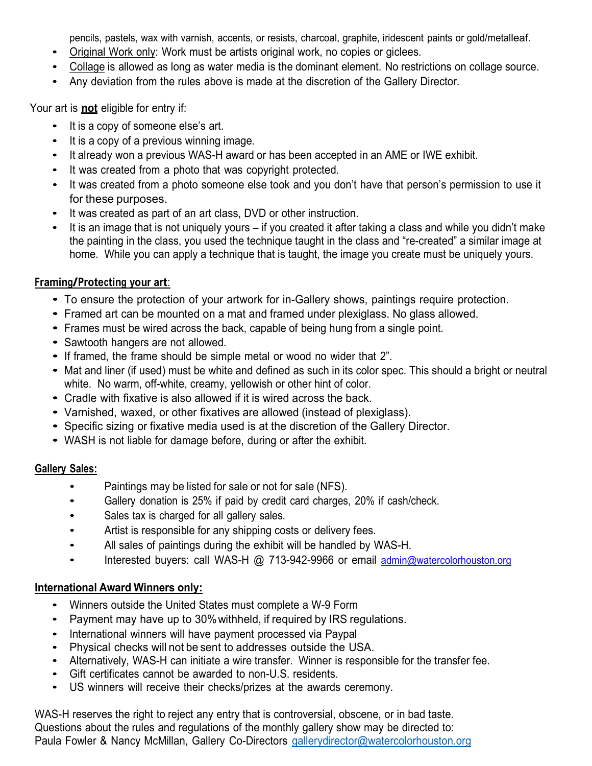pencils, pastels, wax with varnish, accents, or resists, charcoal, graphite, iridescent paints or gold/metalleaf.

- Original Work only: Work must be artists original work, no copies or giclees.
- Collage is allowed as long as water media is the dominant element. No restrictions on collage source.
- Any deviation from the rules above is made at the discretion of the Gallery Director.

Your art is **not** eligible for entry if:

- It is a copy of someone else's art.
- It is a copy of a previous winning image.
- It already won a previous WAS-H award or has been accepted in an AME or IWE exhibit.
- It was created from a photo that was copyright protected.
- It was created from a photo someone else took and you don't have that person's permission to use it for these purposes.
- It was created as part of an art class, DVD or other instruction.
- It is an image that is not uniquely yours – if you created it after taking a class and while you didn't make the painting in the class, you used the technique taught in the class and "re-created" a similar image at home. While you can apply a technique that is taught, the image you create must be uniquely yours.

**Framing/Protecting your art**:

- To ensure the protection of your artwork for in-Gallery shows, paintings require protection.
- Framed art can be mounted on a mat and framed under plexiglass. No glass allowed.
- Frames must be wired across the back, capable of being hung from a single point.
- Sawtooth hangers are not allowed.
- If framed, the frame should be simple metal or wood no wider that 2".
- Mat and liner (if used) must be white and defined as such in its color spec. This should a bright or neutral white. No warm, off-white, creamy, yellowish or other hint of color.
- Cradle with fixative is also allowed if it is wired across the back.
- Varnished, waxed, or other fixatives are allowed (instead of plexiglass).
- Specific sizing or fixative media used is at the discretion of the Gallery Director.
- WASH is not liable for damage before, during or after the exhibit.

**Gallery Sales:**

- Paintings may be listed for sale or not for sale (NFS).
- Gallery donation is 25% if paid by credit card charges, 20% if cash/check.
- Sales tax is charged for all gallery sales.
- Artist is responsible for any shipping costs or delivery fees.
- All sales of paintings during the exhibit will be handled by WAS-H.
- Interested buyers: call WAS-H @ 713-942-9966 or email admin@watercolorhouston.org

**International Award Winners only:**

- Winners outside the United States must complete a W-9 Form
- Payment may have up to 30% withheld, if required by IRS regulations.
- International winners will have payment processed via Paypal
- Physical checks will not be sent to addresses outside the USA.
- Alternatively, WAS-H can initiate a wire transfer. Winner is responsible for the transfer fee.
- Gift certificates cannot be awarded to non-U.S. residents.
- US winners will receive their checks/prizes at the awards ceremony.

WAS-H reserves the right to reject any entry that is controversial, obscene, or in bad taste.
Questions about the rules and regulations of the monthly gallery show may be directed to:
Paula Fowler & Nancy McMillan, Gallery Co-Directors gallerydirector@watercolorhouston.org